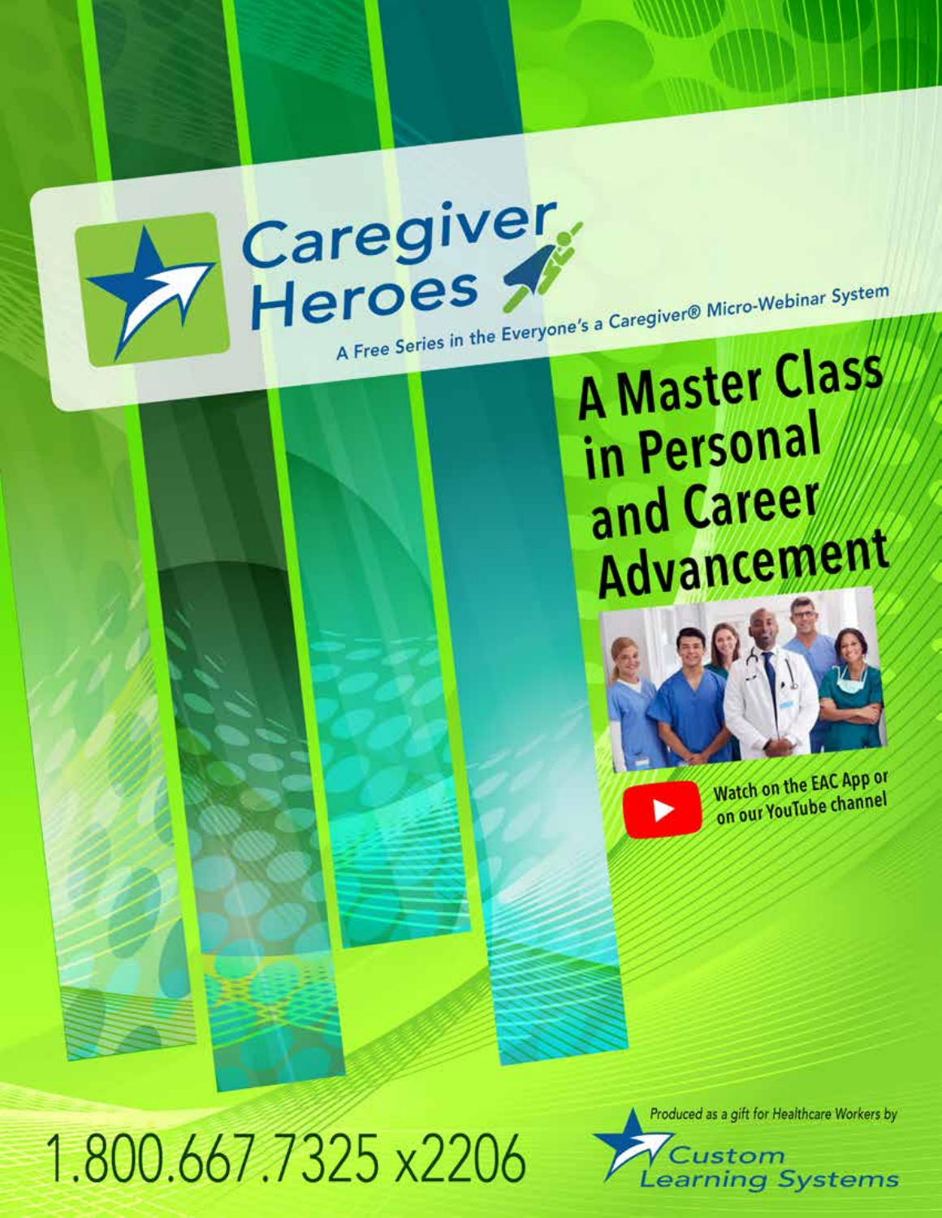# Caregiver Heroes

A Free Series in the Everyone's a Caregiver® Micro-Webinar System

## A Master Class in Personal and Career Advancement

Watch on the EAC App or on our YouTube channel

1.800.667.7325 x2206

Produced as a gift for Healthcare Workers by

Custom Learning Systems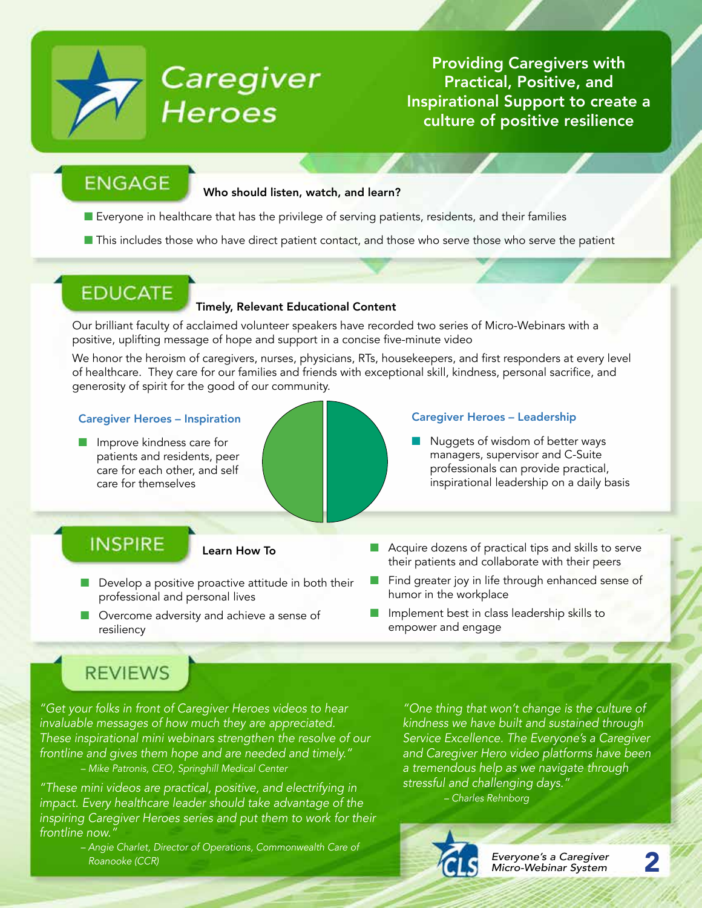# Caregiver Heroes

**Providing Caregivers with Practical, Positive, and Inspirational Support to create a culture of positive resilience**

## ENGAGE

**Who should listen, watch, and learn?**

- Everyone in healthcare that has the privilege of serving patients, residents, and their families
- This includes those who have direct patient contact, and those who serve those who serve the patient

## EDUCATE

**Timely, Relevant Educational Content**

Our brilliant faculty of acclaimed volunteer speakers have recorded two series of Micro-Webinars with a positive, uplifting message of hope and support in a concise five-minute video

We honor the heroism of caregivers, nurses, physicians, RTs, housekeepers, and first responders at every level of healthcare. They care for our families and friends with exceptional skill, kindness, personal sacrifice, and generosity of spirit for the good of our community.

### Caregiver Heroes – Inspiration

- Improve kindness care for patients and residents, peer care for each other, and self care for themselves

### Caregiver Heroes – Leadership

- Nuggets of wisdom of better ways managers, supervisor and C-Suite professionals can provide practical, inspirational leadership on a daily basis

## INSPIRE

**Learn How To**

- Develop a positive proactive attitude in both their professional and personal lives
- Overcome adversity and achieve a sense of resiliency
- Acquire dozens of practical tips and skills to serve their patients and collaborate with their peers
- Find greater joy in life through enhanced sense of humor in the workplace
- Implement best in class leadership skills to empower and engage

## REVIEWS

*"Get your folks in front of Caregiver Heroes videos to hear invaluable messages of how much they are appreciated. These inspirational mini webinars strengthen the resolve of our frontline and gives them hope and are needed and timely."*
*– Mike Patronis, CEO, Springhill Medical Center*

*"These mini videos are practical, positive, and electrifying in impact. Every healthcare leader should take advantage of the inspiring Caregiver Heroes series and put them to work for their frontline now."*
*– Angie Charlet, Director of Operations, Commonwealth Care of Roanooke (CCR)*

*"One thing that won't change is the culture of kindness we have built and sustained through Service Excellence. The Everyone's a Caregiver and Caregiver Hero video platforms have been a tremendous help as we navigate through stressful and challenging days."*
*– Charles Rehnborg*

*Everyone's a Caregiver Micro-Webinar System*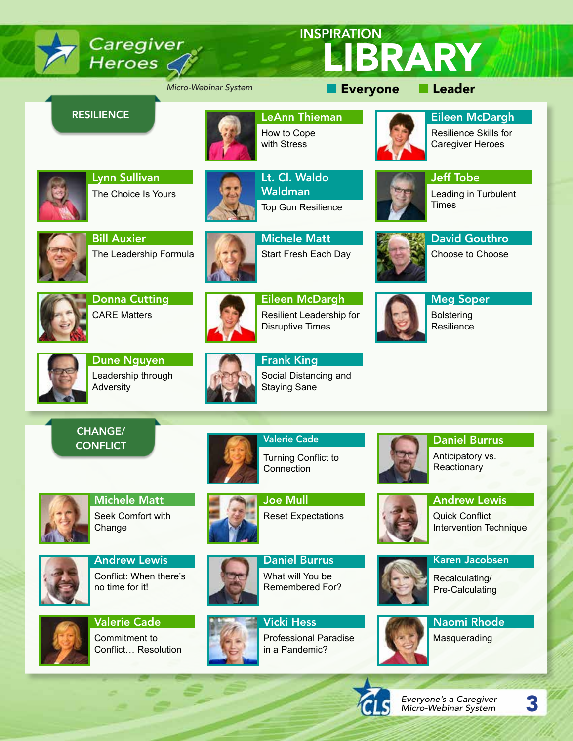# Caregiver Heroes

*Micro-Webinar System*

## INSPIRATION LIBRARY

- Everyone
- Leader

## RESILIENCE

**LeAnn Thieman**
How to Cope with Stress

**Eileen McDargh**
Resilience Skills for Caregiver Heroes

**Lynn Sullivan**
The Choice Is Yours

**Lt. Cl. Waldo Waldman**
Top Gun Resilience

**Jeff Tobe**
Leading in Turbulent Times

**Bill Auxier**
The Leadership Formula

**Michele Matt**
Start Fresh Each Day

**David Gouthro**
Choose to Choose

**Donna Cutting**
CARE Matters

**Eileen McDargh**
Resilient Leadership for Disruptive Times

**Meg Soper**
Bolstering Resilience

**Dune Nguyen**
Leadership through Adversity

**Frank King**
Social Distancing and Staying Sane

## CHANGE/ CONFLICT

**Valerie Cade**
Turning Conflict to Connection

**Daniel Burrus**
Anticipatory vs. Reactionary

**Michele Matt**
Seek Comfort with Change

**Joe Mull**
Reset Expectations

**Andrew Lewis**
Quick Conflict Intervention Technique

**Andrew Lewis**
Conflict: When there's no time for it!

**Daniel Burrus**
What will You be Remembered For?

**Karen Jacobsen**
Recalculating/ Pre-Calculating

**Valerie Cade**
Commitment to Conflict… Resolution

**Vicki Hess**
Professional Paradise in a Pandemic?

**Naomi Rhode**
Masquerading

*Everyone's a Caregiver Micro-Webinar System*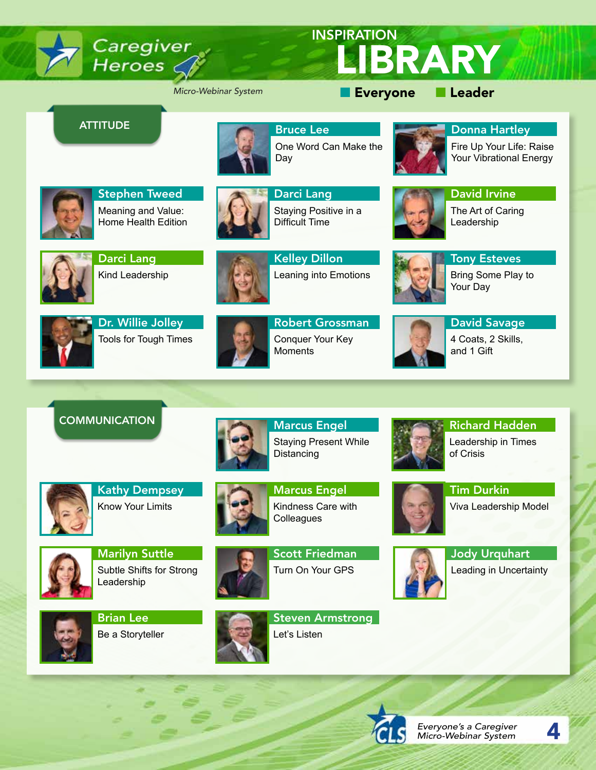Caregiver Heroes

*Micro-Webinar System*

# INSPIRATION LIBRARY

■ Everyone ■ Leader

## ATTITUDE

- **Bruce Lee** — One Word Can Make the Day
- **Donna Hartley** — Fire Up Your Life: Raise Your Vibrational Energy
- **Stephen Tweed** — Meaning and Value: Home Health Edition
- **Darci Lang** — Staying Positive in a Difficult Time
- **David Irvine** — The Art of Caring Leadership
- **Darci Lang** — Kind Leadership
- **Kelley Dillon** — Leaning into Emotions
- **Tony Esteves** — Bring Some Play to Your Day
- **Dr. Willie Jolley** — Tools for Tough Times
- **Robert Grossman** — Conquer Your Key Moments
- **David Savage** — 4 Coats, 2 Skills, and 1 Gift

## COMMUNICATION

- **Marcus Engel** — Staying Present While Distancing
- **Richard Hadden** — Leadership in Times of Crisis
- **Kathy Dempsey** — Know Your Limits
- **Marcus Engel** — Kindness Care with Colleagues
- **Tim Durkin** — Viva Leadership Model
- **Marilyn Suttle** — Subtle Shifts for Strong Leadership
- **Scott Friedman** — Turn On Your GPS
- **Jody Urquhart** — Leading in Uncertainty
- **Brian Lee** — Be a Storyteller
- **Steven Armstrong** — Let's Listen

CLS *Everyone's a Caregiver Micro-Webinar System*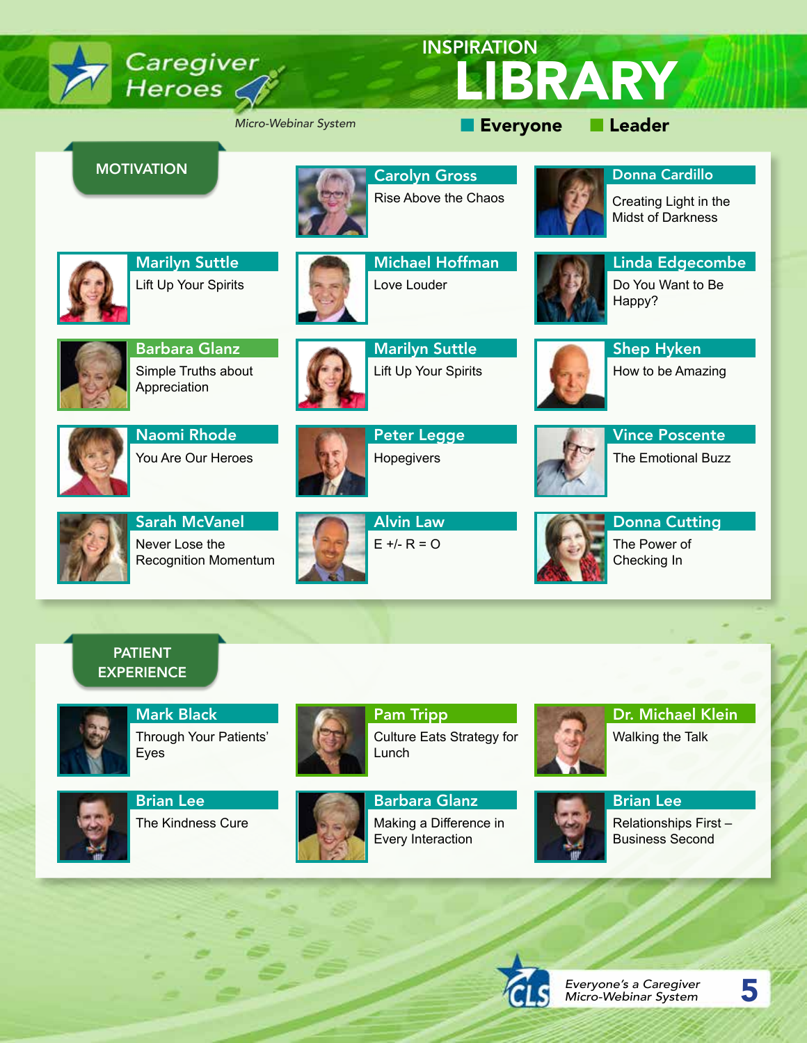# Caregiver Heroes

*Micro-Webinar System*

## INSPIRATION LIBRARY

■ Everyone ■ Leader

### MOTIVATION

**Carolyn Gross**
Rise Above the Chaos

**Donna Cardillo**
Creating Light in the Midst of Darkness

**Marilyn Suttle**
Lift Up Your Spirits

**Michael Hoffman**
Love Louder

**Linda Edgecombe**
Do You Want to Be Happy?

**Barbara Glanz**
Simple Truths about Appreciation

**Marilyn Suttle**
Lift Up Your Spirits

**Shep Hyken**
How to be Amazing

**Naomi Rhode**
You Are Our Heroes

**Peter Legge**
Hopegivers

**Vince Poscente**
The Emotional Buzz

**Sarah McVanel**
Never Lose the Recognition Momentum

**Alvin Law**
E +/- R = O

**Donna Cutting**
The Power of Checking In

### PATIENT EXPERIENCE

**Mark Black**
Through Your Patients' Eyes

**Pam Tripp**
Culture Eats Strategy for Lunch

**Dr. Michael Klein**
Walking the Talk

**Brian Lee**
The Kindness Cure

**Barbara Glanz**
Making a Difference in Every Interaction

**Brian Lee**
Relationships First – Business Second

*Everyone's a Caregiver Micro-Webinar System*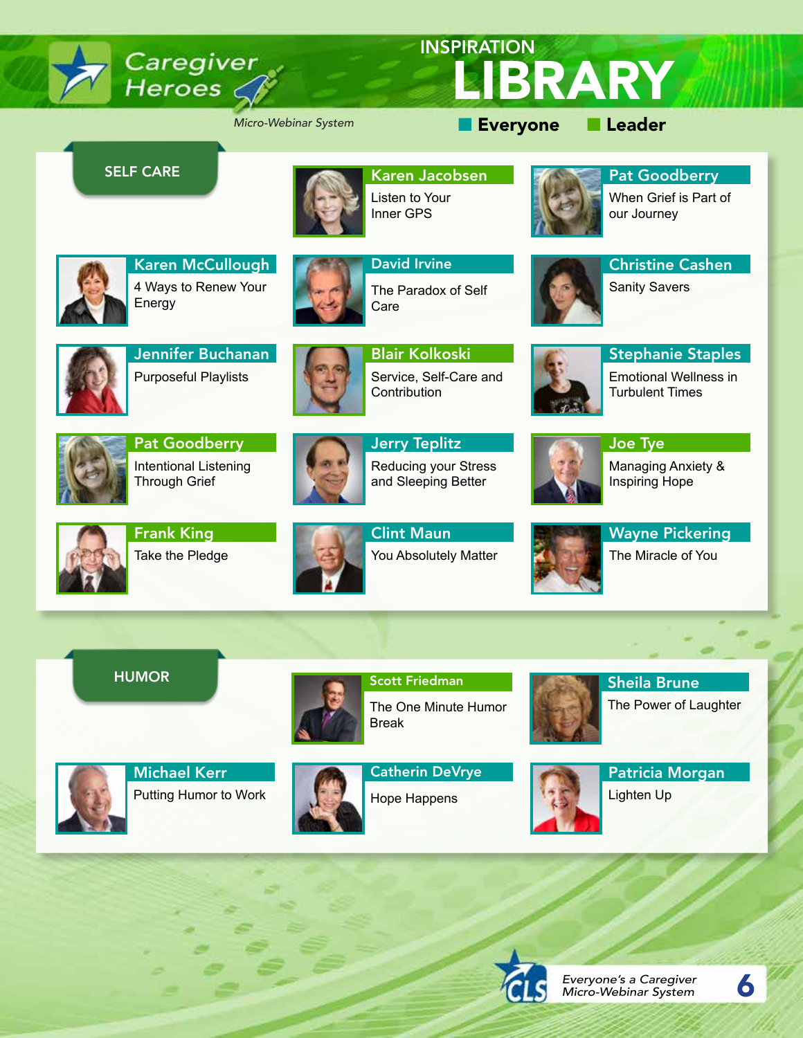# INSPIRATION LIBRARY

Caregiver Heroes — *Micro-Webinar System*

■ Everyone ■ Leader

## SELF CARE

**Karen Jacobsen**
Listen to Your Inner GPS

**Pat Goodberry**
When Grief is Part of our Journey

**Karen McCullough**
4 Ways to Renew Your Energy

**David Irvine**
The Paradox of Self Care

**Christine Cashen**
Sanity Savers

**Jennifer Buchanan**
Purposeful Playlists

**Blair Kolkoski**
Service, Self-Care and Contribution

**Stephanie Staples**
Emotional Wellness in Turbulent Times

**Pat Goodberry**
Intentional Listening Through Grief

**Jerry Teplitz**
Reducing your Stress and Sleeping Better

**Joe Tye**
Managing Anxiety & Inspiring Hope

**Frank King**
Take the Pledge

**Clint Maun**
You Absolutely Matter

**Wayne Pickering**
The Miracle of You

## HUMOR

**Scott Friedman**
The One Minute Humor Break

**Sheila Brune**
The Power of Laughter

**Michael Kerr**
Putting Humor to Work

**Catherin DeVrye**
Hope Happens

**Patricia Morgan**
Lighten Up

*Everyone's a Caregiver Micro-Webinar System*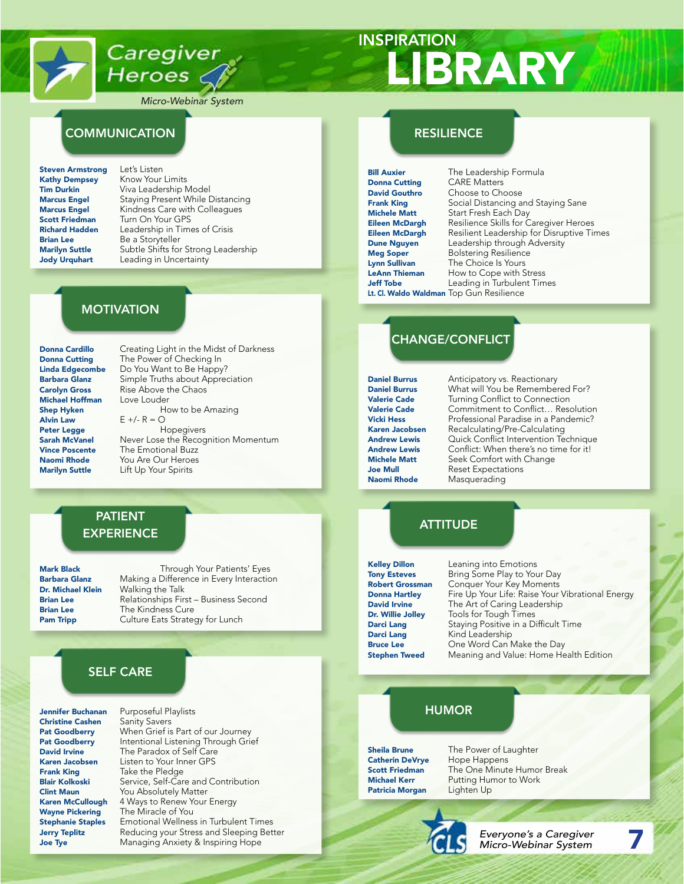# Caregiver Heroes

*Micro-Webinar System*

# INSPIRATION LIBRARY

## COMMUNICATION

| Speaker | Title |
|---|---|
| **Steven Armstrong** | Let's Listen |
| **Kathy Dempsey** | Know Your Limits |
| **Tim Durkin** | Viva Leadership Model |
| **Marcus Engel** | Staying Present While Distancing |
| **Marcus Engel** | Kindness Care with Colleagues |
| **Scott Friedman** | Turn On Your GPS |
| **Richard Hadden** | Leadership in Times of Crisis |
| **Brian Lee** | Be a Storyteller |
| **Marilyn Suttle** | Subtle Shifts for Strong Leadership |
| **Jody Urquhart** | Leading in Uncertainty |

## MOTIVATION

| Speaker | Title |
|---|---|
| **Donna Cardillo** | Creating Light in the Midst of Darkness |
| **Donna Cutting** | The Power of Checking In |
| **Linda Edgecombe** | Do You Want to Be Happy? |
| **Barbara Glanz** | Simple Truths about Appreciation |
| **Carolyn Gross** | Rise Above the Chaos |
| **Michael Hoffman** | Love Louder |
| **Shep Hyken** | How to be Amazing |
| **Alvin Law** | E +/- R = O |
| **Peter Legge** | Hopegivers |
| **Sarah McVanel** | Never Lose the Recognition Momentum |
| **Vince Poscente** | The Emotional Buzz |
| **Naomi Rhode** | You Are Our Heroes |
| **Marilyn Suttle** | Lift Up Your Spirits |

## PATIENT EXPERIENCE

| Speaker | Title |
|---|---|
| **Mark Black** | Through Your Patients' Eyes |
| **Barbara Glanz** | Making a Difference in Every Interaction |
| **Dr. Michael Klein** | Walking the Talk |
| **Brian Lee** | Relationships First – Business Second |
| **Brian Lee** | The Kindness Cure |
| **Pam Tripp** | Culture Eats Strategy for Lunch |

## SELF CARE

| Speaker | Title |
|---|---|
| **Jennifer Buchanan** | Purposeful Playlists |
| **Christine Cashen** | Sanity Savers |
| **Pat Goodberry** | When Grief is Part of our Journey |
| **Pat Goodberry** | Intentional Listening Through Grief |
| **David Irvine** | The Paradox of Self Care |
| **Karen Jacobsen** | Listen to Your Inner GPS |
| **Frank King** | Take the Pledge |
| **Blair Kolkoski** | Service, Self-Care and Contribution |
| **Clint Maun** | You Absolutely Matter |
| **Karen McCullough** | 4 Ways to Renew Your Energy |
| **Wayne Pickering** | The Miracle of You |
| **Stephanie Staples** | Emotional Wellness in Turbulent Times |
| **Jerry Teplitz** | Reducing your Stress and Sleeping Better |
| **Joe Tye** | Managing Anxiety & Inspiring Hope |

## RESILIENCE

| Speaker | Title |
|---|---|
| **Bill Auxier** | The Leadership Formula |
| **Donna Cutting** | CARE Matters |
| **David Gouthro** | Choose to Choose |
| **Frank King** | Social Distancing and Staying Sane |
| **Michele Matt** | Start Fresh Each Day |
| **Eileen McDargh** | Resilience Skills for Caregiver Heroes |
| **Eileen McDargh** | Resilient Leadership for Disruptive Times |
| **Dune Nguyen** | Leadership through Adversity |
| **Meg Soper** | Bolstering Resilience |
| **Lynn Sullivan** | The Choice Is Yours |
| **LeAnn Thieman** | How to Cope with Stress |
| **Jeff Tobe** | Leading in Turbulent Times |
| **Lt. Cl. Waldo Waldman** | Top Gun Resilience |

## CHANGE/CONFLICT

| Speaker | Title |
|---|---|
| **Daniel Burrus** | Anticipatory vs. Reactionary |
| **Daniel Burrus** | What will You be Remembered For? |
| **Valerie Cade** | Turning Conflict to Connection |
| **Valerie Cade** | Commitment to Conflict… Resolution |
| **Vicki Hess** | Professional Paradise in a Pandemic? |
| **Karen Jacobsen** | Recalculating/Pre-Calculating |
| **Andrew Lewis** | Quick Conflict Intervention Technique |
| **Andrew Lewis** | Conflict: When there's no time for it! |
| **Michele Matt** | Seek Comfort with Change |
| **Joe Mull** | Reset Expectations |
| **Naomi Rhode** | Masquerading |

## ATTITUDE

| Speaker | Title |
|---|---|
| **Kelley Dillon** | Leaning into Emotions |
| **Tony Esteves** | Bring Some Play to Your Day |
| **Robert Grossman** | Conquer Your Key Moments |
| **Donna Hartley** | Fire Up Your Life: Raise Your Vibrational Energy |
| **David Irvine** | The Art of Caring Leadership |
| **Dr. Willie Jolley** | Tools for Tough Times |
| **Darci Lang** | Staying Positive in a Difficult Time |
| **Darci Lang** | Kind Leadership |
| **Bruce Lee** | One Word Can Make the Day |
| **Stephen Tweed** | Meaning and Value: Home Health Edition |

## HUMOR

| Speaker | Title |
|---|---|
| **Sheila Brune** | The Power of Laughter |
| **Catherin DeVrye** | Hope Happens |
| **Scott Friedman** | The One Minute Humor Break |
| **Michael Kerr** | Putting Humor to Work |
| **Patricia Morgan** | Lighten Up |

*Everyone's a Caregiver Micro-Webinar System*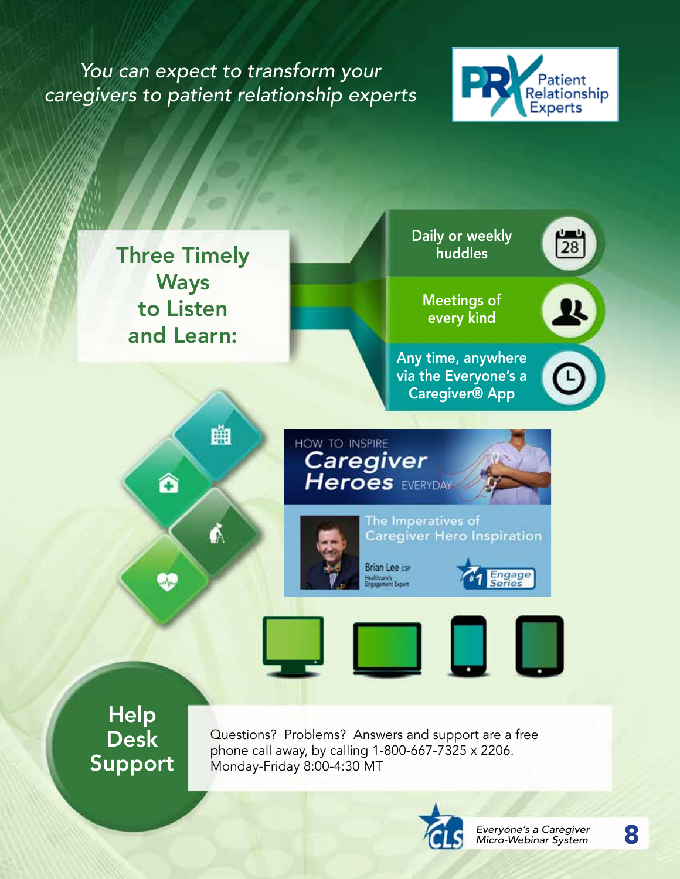*You can expect to transform your caregivers to patient relationship experts*

PRX Patient Relationship Experts

## Three Timely Ways to Listen and Learn:

- Daily or weekly huddles
- Meetings of every kind
- Any time, anywhere via the Everyone's a Caregiver® App

HOW TO INSPIRE **Caregiver Heroes** EVERYDAY

The Imperatives of Caregiver Hero Inspiration

Brian Lee CSP
Healthcare's Engagement Expert

#1 Engage Series

## Help Desk Support

Questions? Problems? Answers and support are a free phone call away, by calling 1-800-667-7325 x 2206.
Monday-Friday 8:00-4:30 MT

*Everyone's a Caregiver Micro-Webinar System*